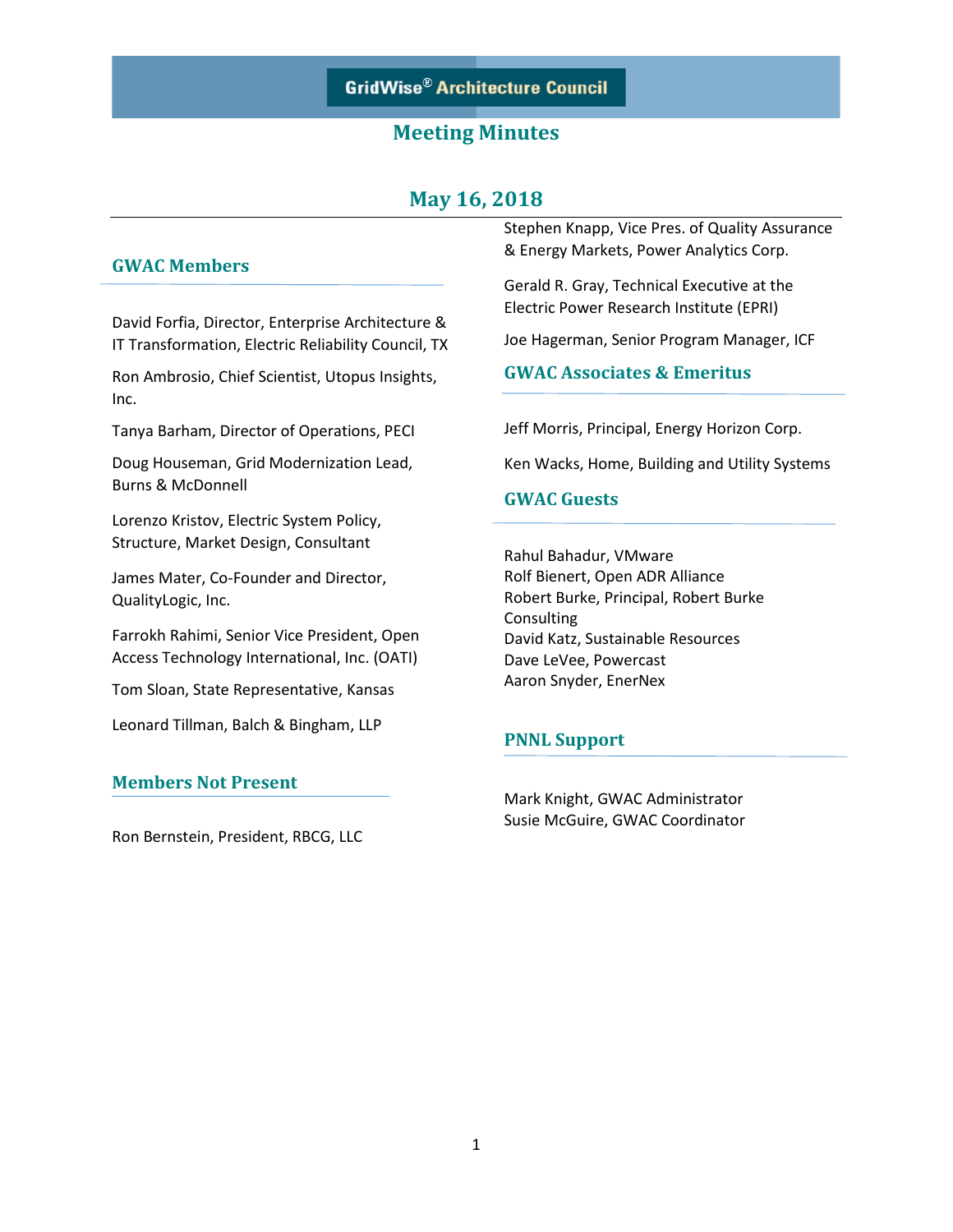# GridWise® Architecture Council

## Meeting Minutes

## May 16, 2018

### GWAC Members

David Forfia, Director, Enterprise Architecture & IT Transformation, Electric Reliability Council, TX

Ron Ambrosio, Chief Scientist, Utopus Insights, Inc.

Tanya Barham, Director of Operations, PECI

Doug Houseman, Grid Modernization Lead, Burns & McDonnell

Lorenzo Kristov, Electric System Policy, Structure, Market Design, Consultant

James Mater, Co-Founder and Director, QualityLogic, Inc.

Farrokh Rahimi, Senior Vice President, Open Access Technology International, Inc. (OATI)

Tom Sloan, State Representative, Kansas

Leonard Tillman, Balch & Bingham, LLP

Stephen Knapp, Vice Pres. of Quality Assurance & Energy Markets, Power Analytics Corp.

Gerald R. Gray, Technical Executive at the Electric Power Research Institute (EPRI)

Joe Hagerman, Senior Program Manager, ICF

### Members Not Present

Ron Bernstein, President, RBCG, LLC

### GWAC Associates & Emeritus

Jeff Morris, Principal, Energy Horizon Corp.

Ken Wacks, Home, Building and Utility Systems

### GWAC Guests

Rahul Bahadur, VMware
Rolf Bienert, Open ADR Alliance
Robert Burke, Principal, Robert Burke Consulting
David Katz, Sustainable Resources
Dave LeVee, Powercast
Aaron Snyder, EnerNex

### PNNL Support

Mark Knight, GWAC Administrator
Susie McGuire, GWAC Coordinator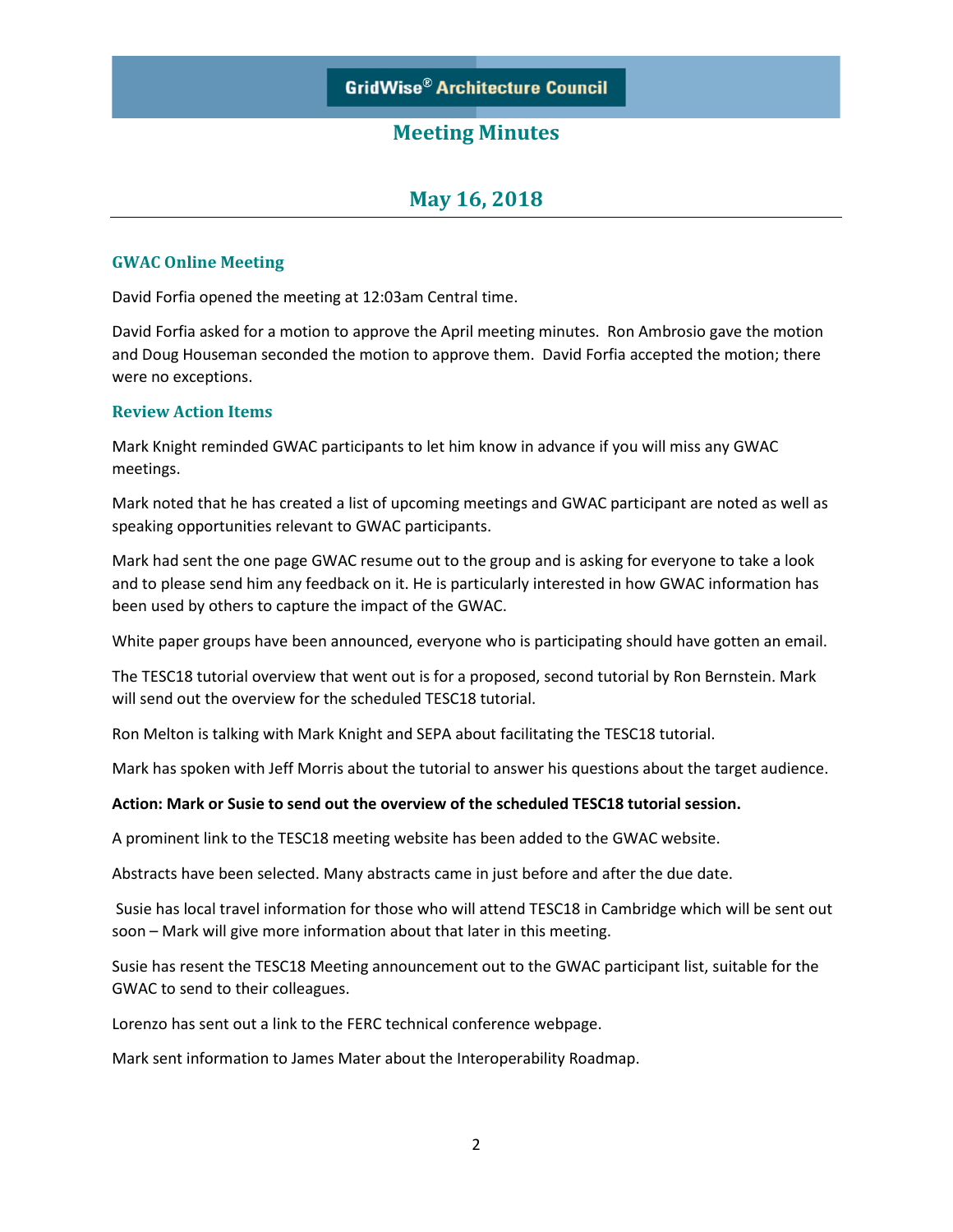# GridWise® Architecture Council

## Meeting Minutes

## May 16, 2018

### GWAC Online Meeting

David Forfia opened the meeting at 12:03am Central time.

David Forfia asked for a motion to approve the April meeting minutes. Ron Ambrosio gave the motion and Doug Houseman seconded the motion to approve them. David Forfia accepted the motion; there were no exceptions.

### Review Action Items

Mark Knight reminded GWAC participants to let him know in advance if you will miss any GWAC meetings.

Mark noted that he has created a list of upcoming meetings and GWAC participant are noted as well as speaking opportunities relevant to GWAC participants.

Mark had sent the one page GWAC resume out to the group and is asking for everyone to take a look and to please send him any feedback on it. He is particularly interested in how GWAC information has been used by others to capture the impact of the GWAC.

White paper groups have been announced, everyone who is participating should have gotten an email.

The TESC18 tutorial overview that went out is for a proposed, second tutorial by Ron Bernstein. Mark will send out the overview for the scheduled TESC18 tutorial.

Ron Melton is talking with Mark Knight and SEPA about facilitating the TESC18 tutorial.

Mark has spoken with Jeff Morris about the tutorial to answer his questions about the target audience.

**Action: Mark or Susie to send out the overview of the scheduled TESC18 tutorial session.**

A prominent link to the TESC18 meeting website has been added to the GWAC website.

Abstracts have been selected. Many abstracts came in just before and after the due date.

Susie has local travel information for those who will attend TESC18 in Cambridge which will be sent out soon – Mark will give more information about that later in this meeting.

Susie has resent the TESC18 Meeting announcement out to the GWAC participant list, suitable for the GWAC to send to their colleagues.

Lorenzo has sent out a link to the FERC technical conference webpage.

Mark sent information to James Mater about the Interoperability Roadmap.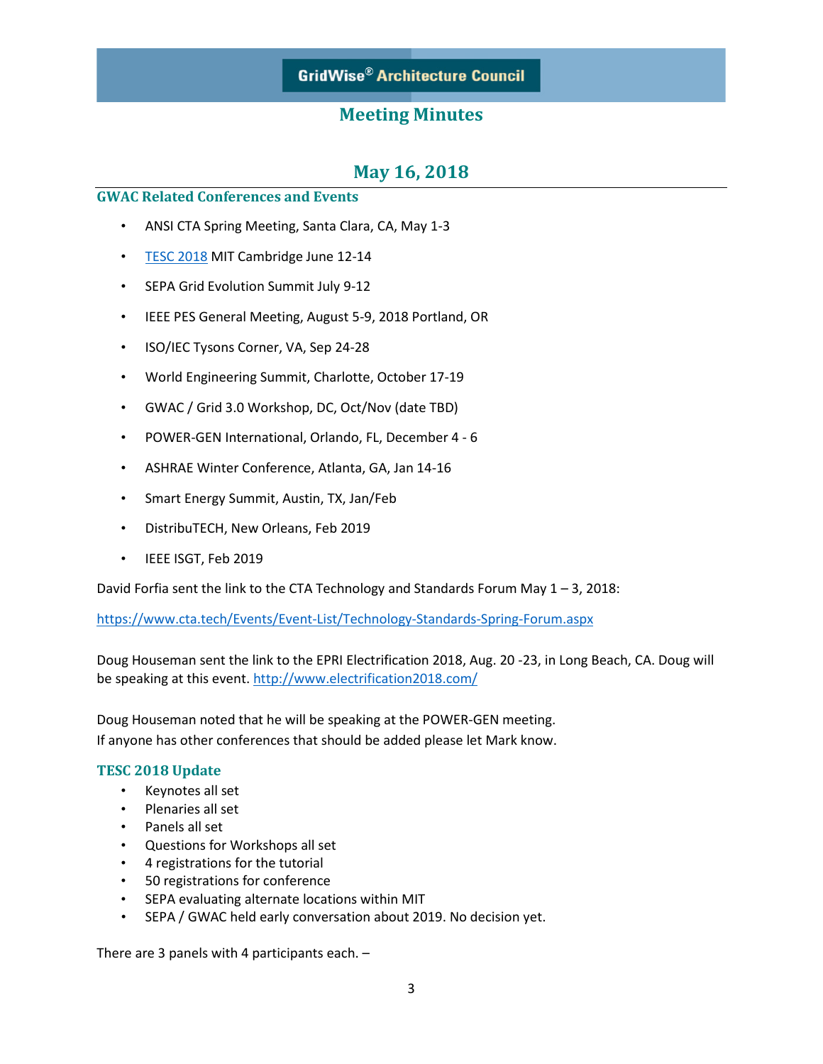GridWise® Architecture Council

# Meeting Minutes

## May 16, 2018

### GWAC Related Conferences and Events

- ANSI CTA Spring Meeting, Santa Clara, CA, May 1-3
- TESC 2018 MIT Cambridge June 12-14
- SEPA Grid Evolution Summit July 9-12
- IEEE PES General Meeting, August 5-9, 2018 Portland, OR
- ISO/IEC Tysons Corner, VA, Sep 24-28
- World Engineering Summit, Charlotte, October 17-19
- GWAC / Grid 3.0 Workshop, DC, Oct/Nov (date TBD)
- POWER-GEN International, Orlando, FL, December 4 - 6
- ASHRAE Winter Conference, Atlanta, GA, Jan 14-16
- Smart Energy Summit, Austin, TX, Jan/Feb
- DistribuTECH, New Orleans, Feb 2019
- IEEE ISGT, Feb 2019

David Forfia sent the link to the CTA Technology and Standards Forum May 1 – 3, 2018:

https://www.cta.tech/Events/Event-List/Technology-Standards-Spring-Forum.aspx

Doug Houseman sent the link to the EPRI Electrification 2018, Aug. 20 -23, in Long Beach, CA. Doug will be speaking at this event. http://www.electrification2018.com/

Doug Houseman noted that he will be speaking at the POWER-GEN meeting.
If anyone has other conferences that should be added please let Mark know.

### TESC 2018 Update

- Keynotes all set
- Plenaries all set
- Panels all set
- Questions for Workshops all set
- 4 registrations for the tutorial
- 50 registrations for conference
- SEPA evaluating alternate locations within MIT
- SEPA / GWAC held early conversation about 2019. No decision yet.

There are 3 panels with 4 participants each. –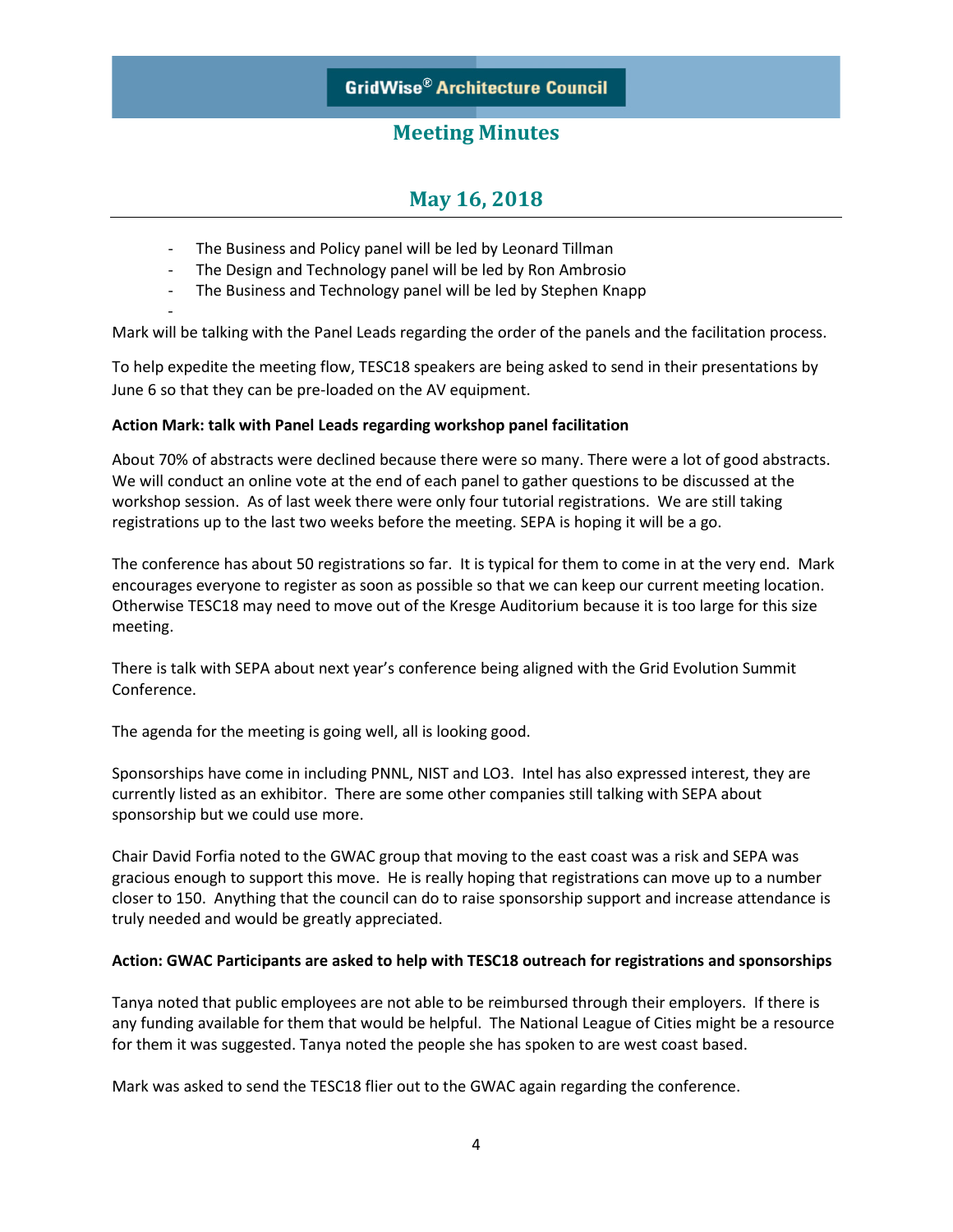- The Business and Policy panel will be led by Leonard Tillman
- The Design and Technology panel will be led by Ron Ambrosio
- The Business and Technology panel will be led by Stephen Knapp
-

Mark will be talking with the Panel Leads regarding the order of the panels and the facilitation process.

To help expedite the meeting flow, TESC18 speakers are being asked to send in their presentations by June 6 so that they can be pre-loaded on the AV equipment.

**Action Mark: talk with Panel Leads regarding workshop panel facilitation**

About 70% of abstracts were declined because there were so many. There were a lot of good abstracts. We will conduct an online vote at the end of each panel to gather questions to be discussed at the workshop session. As of last week there were only four tutorial registrations. We are still taking registrations up to the last two weeks before the meeting. SEPA is hoping it will be a go.

The conference has about 50 registrations so far. It is typical for them to come in at the very end. Mark encourages everyone to register as soon as possible so that we can keep our current meeting location. Otherwise TESC18 may need to move out of the Kresge Auditorium because it is too large for this size meeting.

There is talk with SEPA about next year's conference being aligned with the Grid Evolution Summit Conference.

The agenda for the meeting is going well, all is looking good.

Sponsorships have come in including PNNL, NIST and LO3. Intel has also expressed interest, they are currently listed as an exhibitor. There are some other companies still talking with SEPA about sponsorship but we could use more.

Chair David Forfia noted to the GWAC group that moving to the east coast was a risk and SEPA was gracious enough to support this move. He is really hoping that registrations can move up to a number closer to 150. Anything that the council can do to raise sponsorship support and increase attendance is truly needed and would be greatly appreciated.

**Action: GWAC Participants are asked to help with TESC18 outreach for registrations and sponsorships**

Tanya noted that public employees are not able to be reimbursed through their employers. If there is any funding available for them that would be helpful. The National League of Cities might be a resource for them it was suggested. Tanya noted the people she has spoken to are west coast based.

Mark was asked to send the TESC18 flier out to the GWAC again regarding the conference.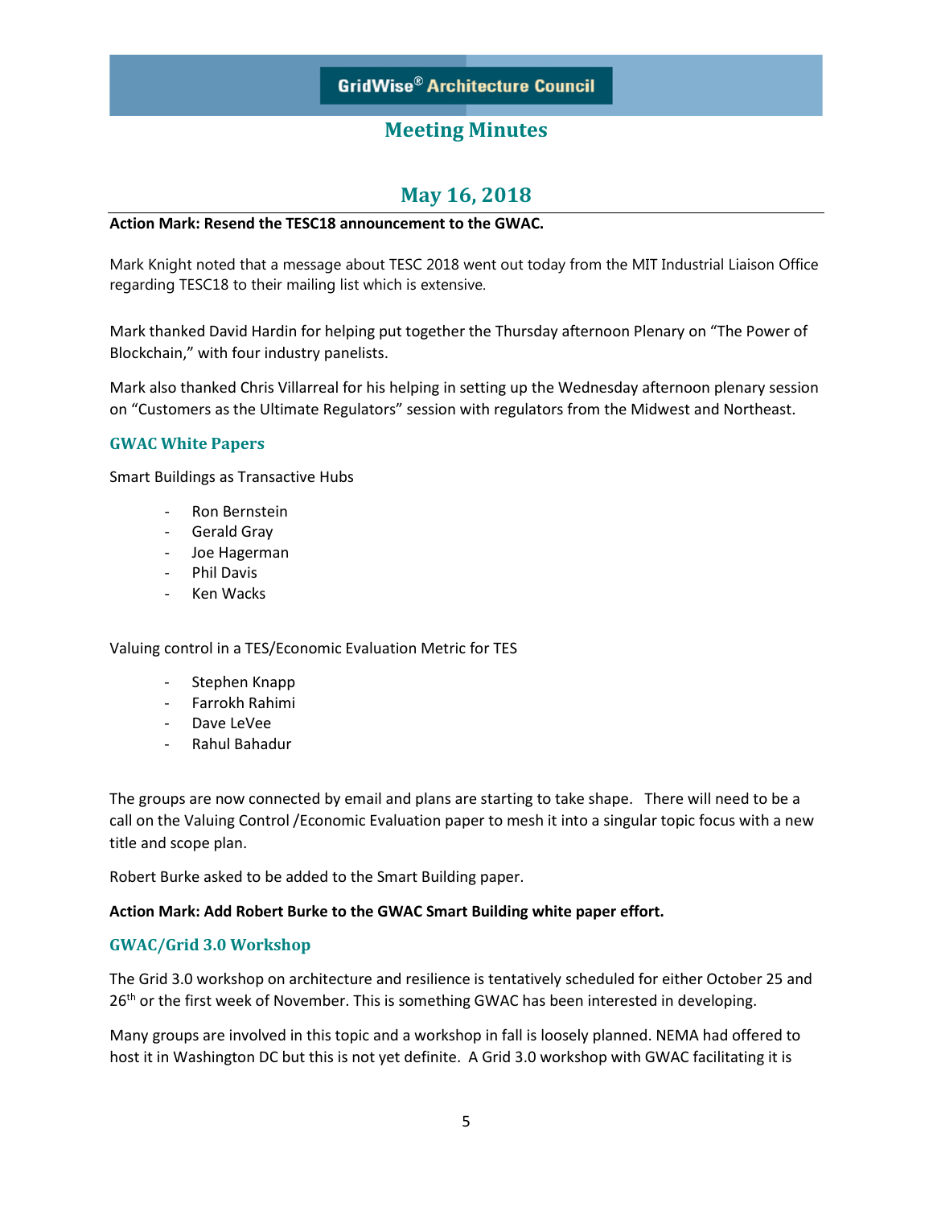# GridWise® Architecture Council

## Meeting Minutes

## May 16, 2018

**Action Mark: Resend the TESC18 announcement to the GWAC.**

Mark Knight noted that a message about TESC 2018 went out today from the MIT Industrial Liaison Office regarding TESC18 to their mailing list which is extensive.

Mark thanked David Hardin for helping put together the Thursday afternoon Plenary on "The Power of Blockchain," with four industry panelists.

Mark also thanked Chris Villarreal for his helping in setting up the Wednesday afternoon plenary session on "Customers as the Ultimate Regulators" session with regulators from the Midwest and Northeast.

### GWAC White Papers

Smart Buildings as Transactive Hubs

- Ron Bernstein
- Gerald Gray
- Joe Hagerman
- Phil Davis
- Ken Wacks

Valuing control in a TES/Economic Evaluation Metric for TES

- Stephen Knapp
- Farrokh Rahimi
- Dave LeVee
- Rahul Bahadur

The groups are now connected by email and plans are starting to take shape. There will need to be a call on the Valuing Control /Economic Evaluation paper to mesh it into a singular topic focus with a new title and scope plan.

Robert Burke asked to be added to the Smart Building paper.

**Action Mark: Add Robert Burke to the GWAC Smart Building white paper effort.**

### GWAC/Grid 3.0 Workshop

The Grid 3.0 workshop on architecture and resilience is tentatively scheduled for either October 25 and 26th or the first week of November. This is something GWAC has been interested in developing.

Many groups are involved in this topic and a workshop in fall is loosely planned. NEMA had offered to host it in Washington DC but this is not yet definite. A Grid 3.0 workshop with GWAC facilitating it is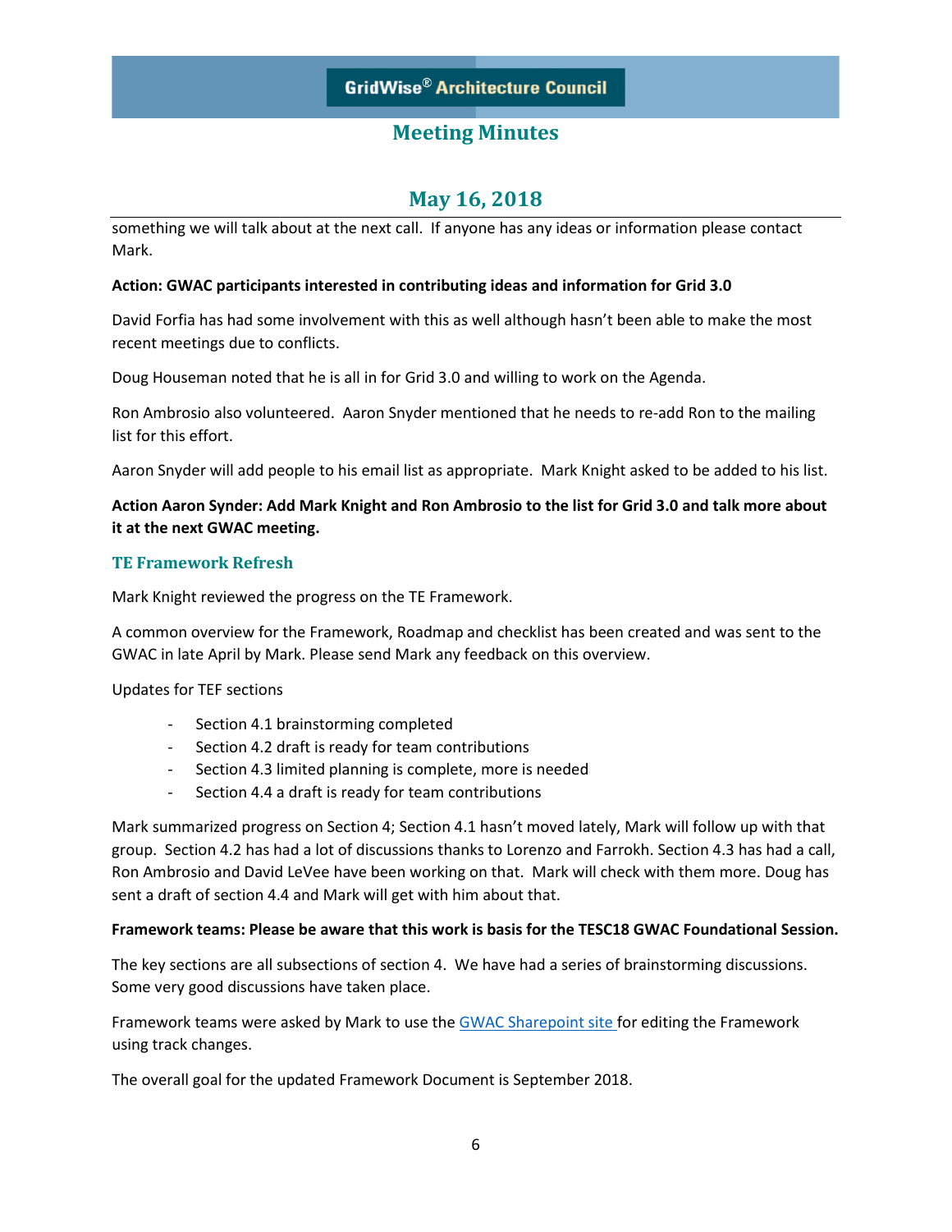something we will talk about at the next call. If anyone has any ideas or information please contact Mark.

**Action: GWAC participants interested in contributing ideas and information for Grid 3.0**

David Forfia has had some involvement with this as well although hasn't been able to make the most recent meetings due to conflicts.

Doug Houseman noted that he is all in for Grid 3.0 and willing to work on the Agenda.

Ron Ambrosio also volunteered. Aaron Snyder mentioned that he needs to re-add Ron to the mailing list for this effort.

Aaron Snyder will add people to his email list as appropriate. Mark Knight asked to be added to his list.

**Action Aaron Synder: Add Mark Knight and Ron Ambrosio to the list for Grid 3.0 and talk more about it at the next GWAC meeting.**

### TE Framework Refresh

Mark Knight reviewed the progress on the TE Framework.

A common overview for the Framework, Roadmap and checklist has been created and was sent to the GWAC in late April by Mark. Please send Mark any feedback on this overview.

Updates for TEF sections

- Section 4.1 brainstorming completed
- Section 4.2 draft is ready for team contributions
- Section 4.3 limited planning is complete, more is needed
- Section 4.4 a draft is ready for team contributions

Mark summarized progress on Section 4; Section 4.1 hasn't moved lately, Mark will follow up with that group. Section 4.2 has had a lot of discussions thanks to Lorenzo and Farrokh. Section 4.3 has had a call, Ron Ambrosio and David LeVee have been working on that. Mark will check with them more. Doug has sent a draft of section 4.4 and Mark will get with him about that.

**Framework teams: Please be aware that this work is basis for the TESC18 GWAC Foundational Session.**

The key sections are all subsections of section 4. We have had a series of brainstorming discussions. Some very good discussions have taken place.

Framework teams were asked by Mark to use the GWAC Sharepoint site for editing the Framework using track changes.

The overall goal for the updated Framework Document is September 2018.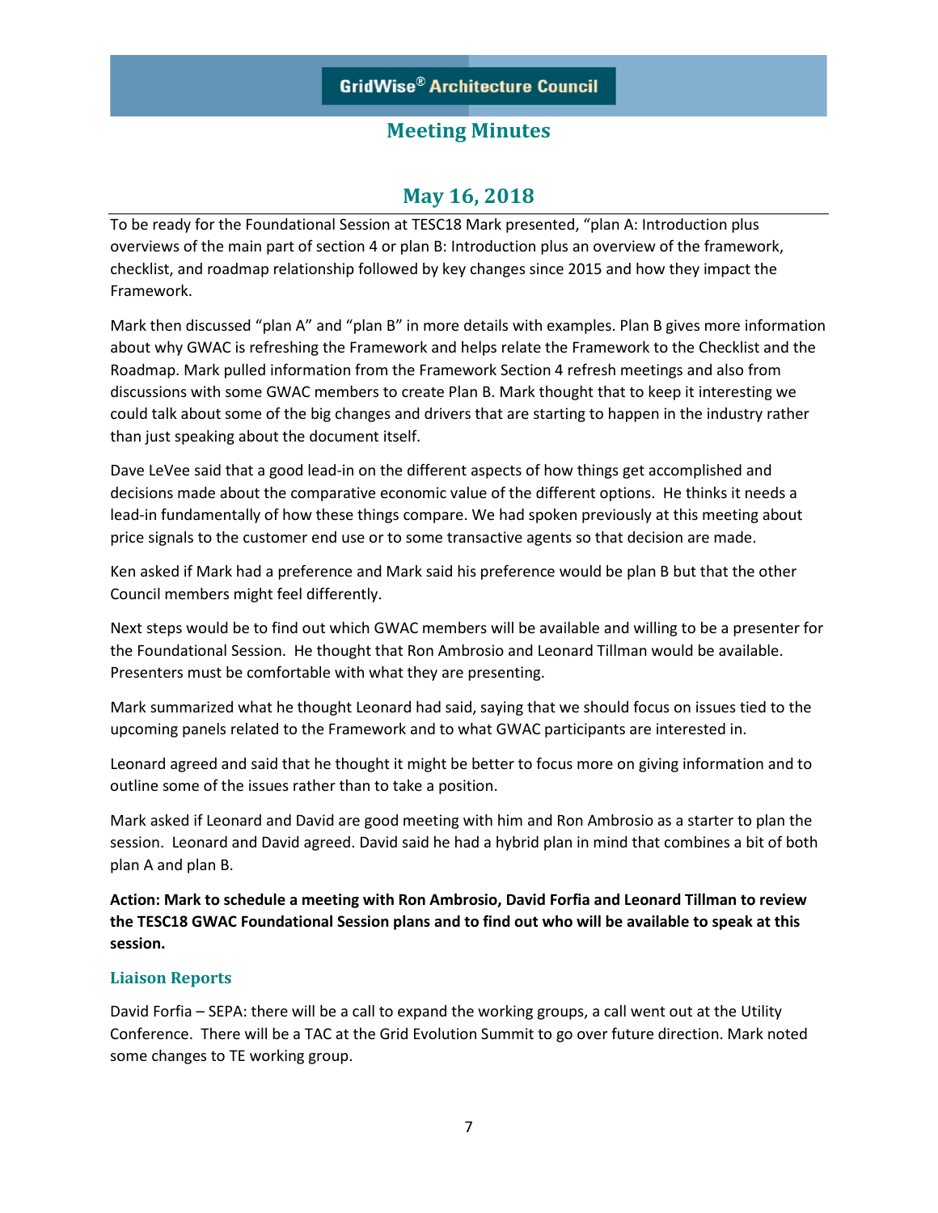To be ready for the Foundational Session at TESC18 Mark presented, "plan A: Introduction plus overviews of the main part of section 4 or plan B: Introduction plus an overview of the framework, checklist, and roadmap relationship followed by key changes since 2015 and how they impact the Framework.

Mark then discussed "plan A" and "plan B" in more details with examples. Plan B gives more information about why GWAC is refreshing the Framework and helps relate the Framework to the Checklist and the Roadmap. Mark pulled information from the Framework Section 4 refresh meetings and also from discussions with some GWAC members to create Plan B. Mark thought that to keep it interesting we could talk about some of the big changes and drivers that are starting to happen in the industry rather than just speaking about the document itself.

Dave LeVee said that a good lead-in on the different aspects of how things get accomplished and decisions made about the comparative economic value of the different options. He thinks it needs a lead-in fundamentally of how these things compare. We had spoken previously at this meeting about price signals to the customer end use or to some transactive agents so that decision are made.

Ken asked if Mark had a preference and Mark said his preference would be plan B but that the other Council members might feel differently.

Next steps would be to find out which GWAC members will be available and willing to be a presenter for the Foundational Session. He thought that Ron Ambrosio and Leonard Tillman would be available. Presenters must be comfortable with what they are presenting.

Mark summarized what he thought Leonard had said, saying that we should focus on issues tied to the upcoming panels related to the Framework and to what GWAC participants are interested in.

Leonard agreed and said that he thought it might be better to focus more on giving information and to outline some of the issues rather than to take a position.

Mark asked if Leonard and David are good meeting with him and Ron Ambrosio as a starter to plan the session. Leonard and David agreed. David said he had a hybrid plan in mind that combines a bit of both plan A and plan B.

**Action: Mark to schedule a meeting with Ron Ambrosio, David Forfia and Leonard Tillman to review the TESC18 GWAC Foundational Session plans and to find out who will be available to speak at this session.**

### Liaison Reports

David Forfia – SEPA: there will be a call to expand the working groups, a call went out at the Utility Conference. There will be a TAC at the Grid Evolution Summit to go over future direction. Mark noted some changes to TE working group.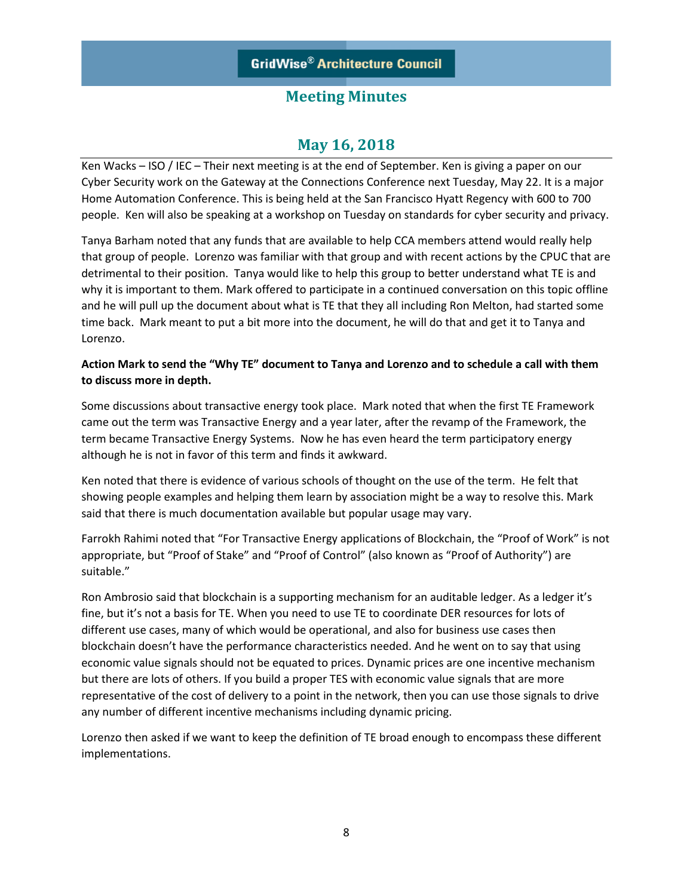Ken Wacks – ISO / IEC – Their next meeting is at the end of September. Ken is giving a paper on our Cyber Security work on the Gateway at the Connections Conference next Tuesday, May 22. It is a major Home Automation Conference. This is being held at the San Francisco Hyatt Regency with 600 to 700 people. Ken will also be speaking at a workshop on Tuesday on standards for cyber security and privacy.

Tanya Barham noted that any funds that are available to help CCA members attend would really help that group of people. Lorenzo was familiar with that group and with recent actions by the CPUC that are detrimental to their position. Tanya would like to help this group to better understand what TE is and why it is important to them. Mark offered to participate in a continued conversation on this topic offline and he will pull up the document about what is TE that they all including Ron Melton, had started some time back. Mark meant to put a bit more into the document, he will do that and get it to Tanya and Lorenzo.

**Action Mark to send the "Why TE" document to Tanya and Lorenzo and to schedule a call with them to discuss more in depth.**

Some discussions about transactive energy took place. Mark noted that when the first TE Framework came out the term was Transactive Energy and a year later, after the revamp of the Framework, the term became Transactive Energy Systems. Now he has even heard the term participatory energy although he is not in favor of this term and finds it awkward.

Ken noted that there is evidence of various schools of thought on the use of the term. He felt that showing people examples and helping them learn by association might be a way to resolve this. Mark said that there is much documentation available but popular usage may vary.

Farrokh Rahimi noted that "For Transactive Energy applications of Blockchain, the "Proof of Work" is not appropriate, but "Proof of Stake" and "Proof of Control" (also known as "Proof of Authority") are suitable."

Ron Ambrosio said that blockchain is a supporting mechanism for an auditable ledger. As a ledger it's fine, but it's not a basis for TE. When you need to use TE to coordinate DER resources for lots of different use cases, many of which would be operational, and also for business use cases then blockchain doesn't have the performance characteristics needed. And he went on to say that using economic value signals should not be equated to prices. Dynamic prices are one incentive mechanism but there are lots of others. If you build a proper TES with economic value signals that are more representative of the cost of delivery to a point in the network, then you can use those signals to drive any number of different incentive mechanisms including dynamic pricing.

Lorenzo then asked if we want to keep the definition of TE broad enough to encompass these different implementations.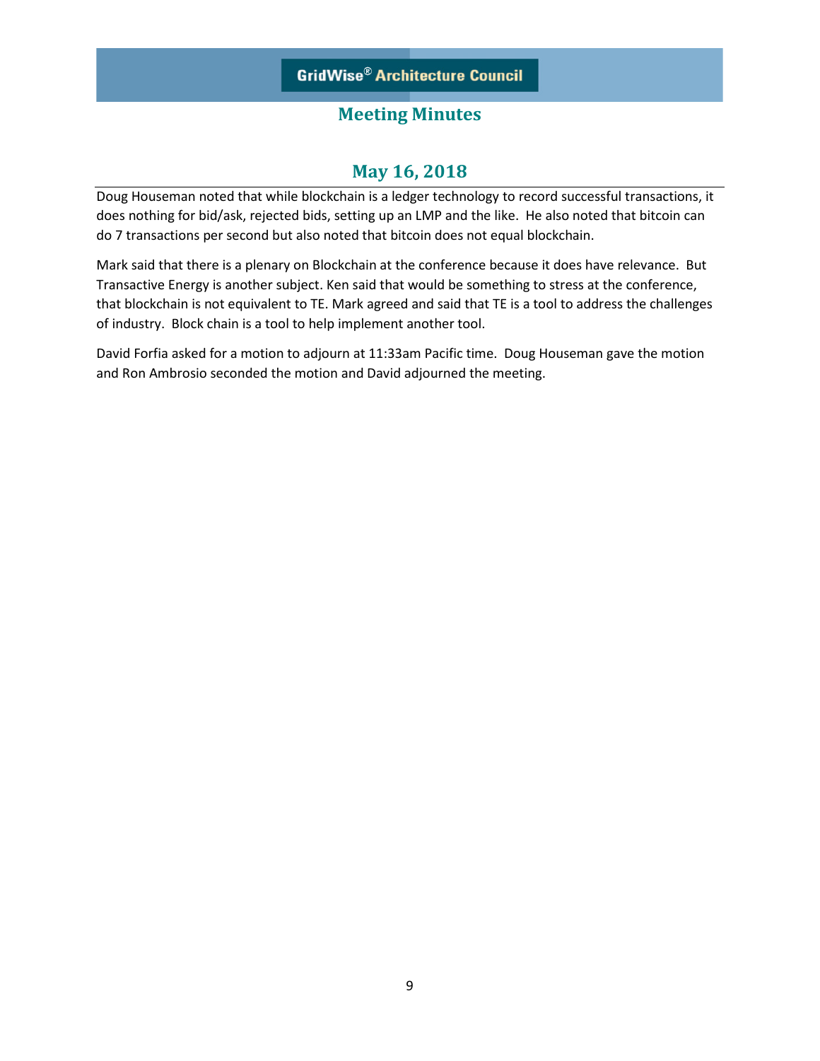Doug Houseman noted that while blockchain is a ledger technology to record successful transactions, it does nothing for bid/ask, rejected bids, setting up an LMP and the like. He also noted that bitcoin can do 7 transactions per second but also noted that bitcoin does not equal blockchain.

Mark said that there is a plenary on Blockchain at the conference because it does have relevance. But Transactive Energy is another subject. Ken said that would be something to stress at the conference, that blockchain is not equivalent to TE. Mark agreed and said that TE is a tool to address the challenges of industry. Block chain is a tool to help implement another tool.

David Forfia asked for a motion to adjourn at 11:33am Pacific time. Doug Houseman gave the motion and Ron Ambrosio seconded the motion and David adjourned the meeting.